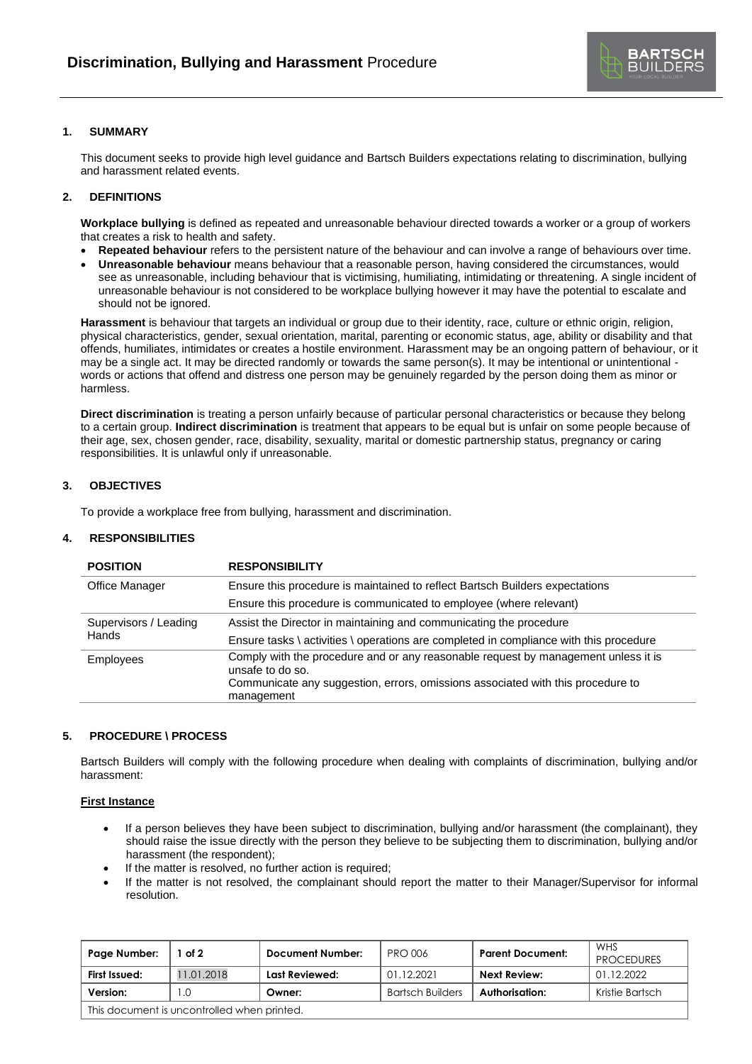# Discrimination, Bullying and Harassment Procedure

## 1. SUMMARY

This document seeks to provide high level guidance and Bartsch Builders expectations relating to discrimination, bullying and harassment related events.

## 2. DEFINITIONS

**Workplace bullying** is defined as repeated and unreasonable behaviour directed towards a worker or a group of workers that creates a risk to health and safety.

- **Repeated behaviour** refers to the persistent nature of the behaviour and can involve a range of behaviours over time.
- **Unreasonable behaviour** means behaviour that a reasonable person, having considered the circumstances, would see as unreasonable, including behaviour that is victimising, humiliating, intimidating or threatening. A single incident of unreasonable behaviour is not considered to be workplace bullying however it may have the potential to escalate and should not be ignored.

**Harassment** is behaviour that targets an individual or group due to their identity, race, culture or ethnic origin, religion, physical characteristics, gender, sexual orientation, marital, parenting or economic status, age, ability or disability and that offends, humiliates, intimidates or creates a hostile environment. Harassment may be an ongoing pattern of behaviour, or it may be a single act. It may be directed randomly or towards the same person(s). It may be intentional or unintentional - words or actions that offend and distress one person may be genuinely regarded by the person doing them as minor or harmless.

**Direct discrimination** is treating a person unfairly because of particular personal characteristics or because they belong to a certain group. **Indirect discrimination** is treatment that appears to be equal but is unfair on some people because of their age, sex, chosen gender, race, disability, sexuality, marital or domestic partnership status, pregnancy or caring responsibilities. It is unlawful only if unreasonable.

## 3. OBJECTIVES

To provide a workplace free from bullying, harassment and discrimination.

## 4. RESPONSIBILITIES

| POSITION | RESPONSIBILITY |
|---|---|
| Office Manager | Ensure this procedure is maintained to reflect Bartsch Builders expectations |
| | Ensure this procedure is communicated to employee (where relevant) |
| Supervisors / Leading Hands | Assist the Director in maintaining and communicating the procedure |
| | Ensure tasks \ activities \ operations are completed in compliance with this procedure |
| Employees | Comply with the procedure and or any reasonable request by management unless it is unsafe to do so.<br>Communicate any suggestion, errors, omissions associated with this procedure to management |

## 5. PROCEDURE \ PROCESS

Bartsch Builders will comply with the following procedure when dealing with complaints of discrimination, bullying and/or harassment:

**First Instance**

- If a person believes they have been subject to discrimination, bullying and/or harassment (the complainant), they should raise the issue directly with the person they believe to be subjecting them to discrimination, bullying and/or harassment (the respondent);
- If the matter is resolved, no further action is required;
- If the matter is not resolved, the complainant should report the matter to their Manager/Supervisor for informal resolution.

| Page Number: | 1 of 2 | Document Number: | PRO 006 | Parent Document: | WHS PROCEDURES |
|---|---|---|---|---|---|
| First Issued: | 11.01.2018 | Last Reviewed: | 01.12.2021 | Next Review: | 01.12.2022 |
| Version: | 1.0 | Owner: | Bartsch Builders | Authorisation: | Kristie Bartsch |
| This document is uncontrolled when printed. | | | | | |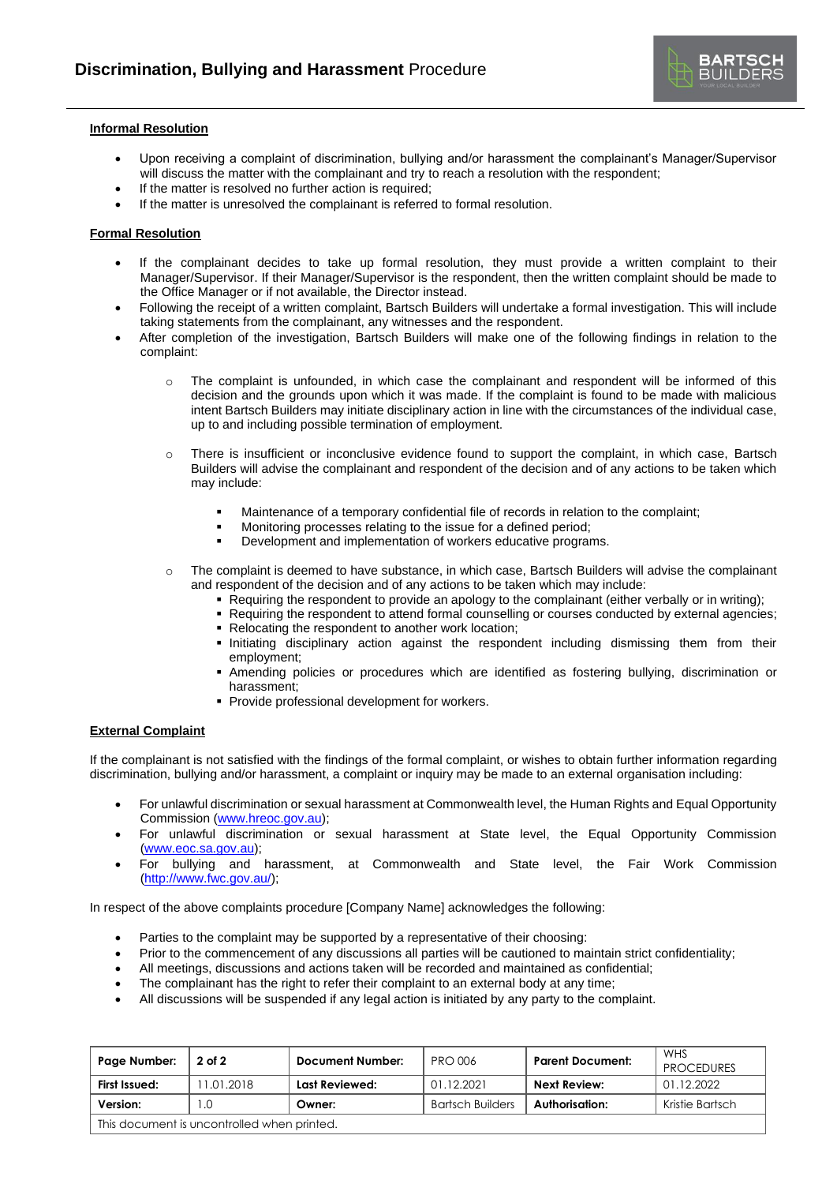## Informal Resolution

- Upon receiving a complaint of discrimination, bullying and/or harassment the complainant's Manager/Supervisor will discuss the matter with the complainant and try to reach a resolution with the respondent;
- If the matter is resolved no further action is required;
- If the matter is unresolved the complainant is referred to formal resolution.

## Formal Resolution

- If the complainant decides to take up formal resolution, they must provide a written complaint to their Manager/Supervisor. If their Manager/Supervisor is the respondent, then the written complaint should be made to the Office Manager or if not available, the Director instead.
- Following the receipt of a written complaint, Bartsch Builders will undertake a formal investigation. This will include taking statements from the complainant, any witnesses and the respondent.
- After completion of the investigation, Bartsch Builders will make one of the following findings in relation to the complaint:
  - The complaint is unfounded, in which case the complainant and respondent will be informed of this decision and the grounds upon which it was made. If the complaint is found to be made with malicious intent Bartsch Builders may initiate disciplinary action in line with the circumstances of the individual case, up to and including possible termination of employment.
  - There is insufficient or inconclusive evidence found to support the complaint, in which case, Bartsch Builders will advise the complainant and respondent of the decision and of any actions to be taken which may include:
    - Maintenance of a temporary confidential file of records in relation to the complaint;
    - Monitoring processes relating to the issue for a defined period;
    - Development and implementation of workers educative programs.
  - The complaint is deemed to have substance, in which case, Bartsch Builders will advise the complainant and respondent of the decision and of any actions to be taken which may include:
    - Requiring the respondent to provide an apology to the complainant (either verbally or in writing);
    - Requiring the respondent to attend formal counselling or courses conducted by external agencies;
    - Relocating the respondent to another work location;
    - Initiating disciplinary action against the respondent including dismissing them from their employment;
    - Amending policies or procedures which are identified as fostering bullying, discrimination or harassment;
    - Provide professional development for workers.

## External Complaint

If the complainant is not satisfied with the findings of the formal complaint, or wishes to obtain further information regarding discrimination, bullying and/or harassment, a complaint or inquiry may be made to an external organisation including:

- For unlawful discrimination or sexual harassment at Commonwealth level, the Human Rights and Equal Opportunity Commission (www.hreoc.gov.au);
- For unlawful discrimination or sexual harassment at State level, the Equal Opportunity Commission (www.eoc.sa.gov.au);
- For bullying and harassment, at Commonwealth and State level, the Fair Work Commission (http://www.fwc.gov.au/);

In respect of the above complaints procedure [Company Name] acknowledges the following:

- Parties to the complaint may be supported by a representative of their choosing:
- Prior to the commencement of any discussions all parties will be cautioned to maintain strict confidentiality;
- All meetings, discussions and actions taken will be recorded and maintained as confidential;
- The complainant has the right to refer their complaint to an external body at any time;
- All discussions will be suspended if any legal action is initiated by any party to the complaint.

| | | | | | |
|---|---|---|---|---|---|
| **Page Number:** | **2 of 2** | **Document Number:** | PRO 006 | **Parent Document:** | WHS PROCEDURES |
| **First Issued:** | 11.01.2018 | **Last Reviewed:** | 01.12.2021 | **Next Review:** | 01.12.2022 |
| **Version:** | 1.0 | **Owner:** | Bartsch Builders | **Authorisation:** | Kristie Bartsch |
| This document is uncontrolled when printed. | | | | | |